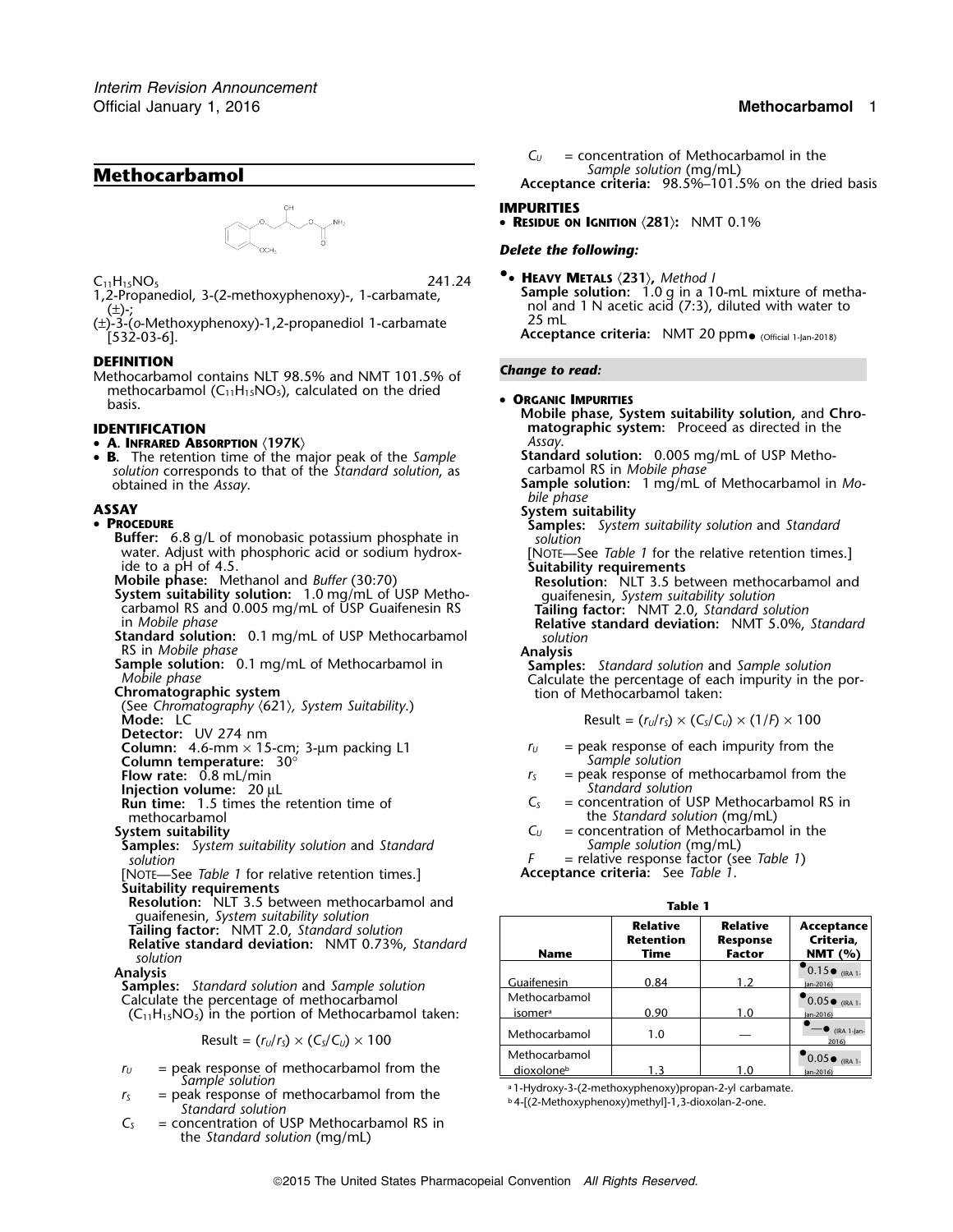# Methocarbamol

$C_{11}H_{15}NO_5$ 241.24

1,2-Propanediol, 3-(2-methoxyphenoxy)-, 1-carbamate, (±)-;

(±)-3-(*o*-Methoxyphenoxy)-1,2-propanediol 1-carbamate [532-03-6].

## DEFINITION

Methocarbamol contains NLT 98.5% and NMT 101.5% of methocarbamol ($C_{11}H_{15}NO_5$), calculated on the dried basis.

## IDENTIFICATION

- **A. Infrared Absorption ⟨197K⟩**
- **B.** The retention time of the major peak of the *Sample solution* corresponds to that of the *Standard solution*, as obtained in the *Assay*.

## ASSAY

- **Procedure**

**Buffer:** 6.8 g/L of monobasic potassium phosphate in water. Adjust with phosphoric acid or sodium hydroxide to a pH of 4.5.

**Mobile phase:** Methanol and *Buffer* (30:70)

**System suitability solution:** 1.0 mg/mL of USP Methocarbamol RS and 0.005 mg/mL of USP Guaifenesin RS in *Mobile phase*

**Standard solution:** 0.1 mg/mL of USP Methocarbamol RS in *Mobile phase*

**Sample solution:** 0.1 mg/mL of Methocarbamol in *Mobile phase*

**Chromatographic system**

(See *Chromatography* ⟨621⟩, *System Suitability*.)

**Mode:** LC

**Detector:** UV 274 nm

**Column:** 4.6-mm × 15-cm; 3-µm packing L1

**Column temperature:** 30°

**Flow rate:** 0.8 mL/min

**Injection volume:** 20 µL

**Run time:** 1.5 times the retention time of methocarbamol

**System suitability**

**Samples:** *System suitability solution* and *Standard solution*

[Note—See *Table 1* for relative retention times.]

**Suitability requirements**

**Resolution:** NLT 3.5 between methocarbamol and guaifenesin, *System suitability solution*

**Tailing factor:** NMT 2.0, *Standard solution*

**Relative standard deviation:** NMT 0.73%, *Standard solution*

**Analysis**

**Samples:** *Standard solution* and *Sample solution*

Calculate the percentage of methocarbamol ($C_{11}H_{15}NO_5$) in the portion of Methocarbamol taken:

$$\text{Result} = (r_U/r_S) \times (C_S/C_U) \times 100$$

$r_U$ = peak response of methocarbamol from the *Sample solution*

$r_S$ = peak response of methocarbamol from the *Standard solution*

$C_S$ = concentration of USP Methocarbamol RS in the *Standard solution* (mg/mL)

$C_U$ = concentration of Methocarbamol in the *Sample solution* (mg/mL)

**Acceptance criteria:** 98.5%–101.5% on the dried basis

## IMPURITIES

- **Residue on Ignition ⟨281⟩:** NMT 0.1%

***Delete the following:***

- ●**Heavy Metals ⟨231⟩,** *Method I*

**Sample solution:** 1.0 g in a 10-mL mixture of methanol and 1 N acetic acid (7:3), diluted with water to 25 mL

**Acceptance criteria:** NMT 20 ppm● (Official 1-Jan-2018)

***Change to read:***

- **Organic Impurities**

**Mobile phase, System suitability solution,** and **Chromatographic system:** Proceed as directed in the *Assay*.

**Standard solution:** 0.005 mg/mL of USP Methocarbamol RS in *Mobile phase*

**Sample solution:** 1 mg/mL of Methocarbamol in *Mobile phase*

**System suitability**

**Samples:** *System suitability solution* and *Standard solution*

[Note—See *Table 1* for the relative retention times.]

**Suitability requirements**

**Resolution:** NLT 3.5 between methocarbamol and guaifenesin, *System suitability solution*

**Tailing factor:** NMT 2.0, *Standard solution*

**Relative standard deviation:** NMT 5.0%, *Standard solution*

**Analysis**

**Samples:** *Standard solution* and *Sample solution*

Calculate the percentage of each impurity in the portion of Methocarbamol taken:

$$\text{Result} = (r_U/r_S) \times (C_S/C_U) \times (1/F) \times 100$$

$r_U$ = peak response of each impurity from the *Sample solution*

$r_S$ = peak response of methocarbamol from the *Standard solution*

$C_S$ = concentration of USP Methocarbamol RS in the *Standard solution* (mg/mL)

$C_U$ = concentration of Methocarbamol in the *Sample solution* (mg/mL)

$F$ = relative response factor (see *Table 1*)

**Acceptance criteria:** See *Table 1*.

**Table 1**

| Name | Relative Retention Time | Relative Response Factor | Acceptance Criteria, NMT (%) |
|---|---|---|---|
| Guaifenesin | 0.84 | 1.2 | ●0.15● (IRA 1-Jan-2016) |
| Methocarbamol isomer[a] | 0.90 | 1.0 | ●0.05● (IRA 1-Jan-2016) |
| Methocarbamol | 1.0 | — | ●—● (IRA 1-Jan-2016) |
| Methocarbamol dioxolone[b] | 1.3 | 1.0 | ●0.05● (IRA 1-Jan-2016) |

[a] 1-Hydroxy-3-(2-methoxyphenoxy)propan-2-yl carbamate.

[b] 4-[(2-Methoxyphenoxy)methyl]-1,3-dioxolan-2-one.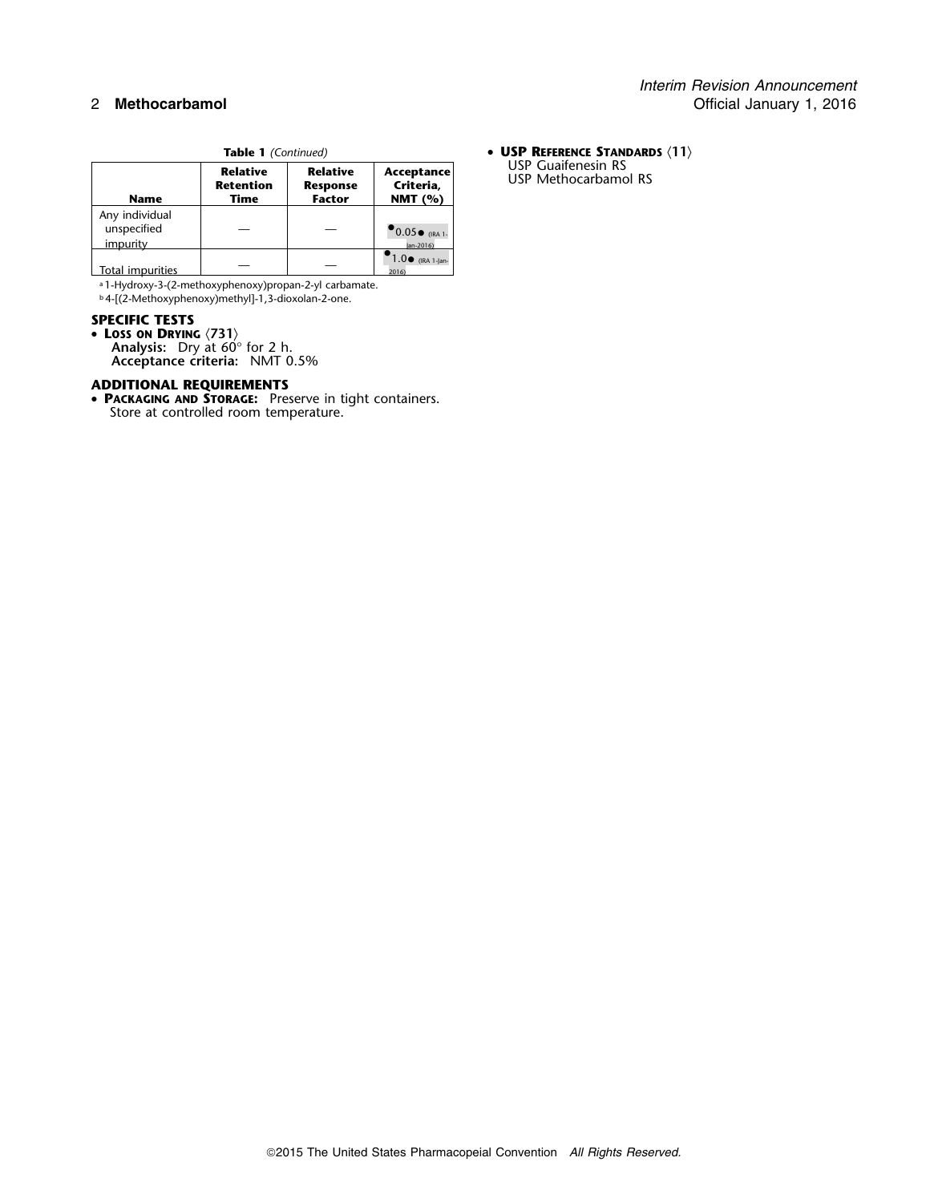**Table 1** *(Continued)*

| Name | Relative Retention Time | Relative Response Factor | Acceptance Criteria, NMT (%) |
|---|---|---|---|
| Any individual unspecified impurity | — | — | ●0.05● (IRA 1-Jan-2016) |
| Total impurities | — | — | ●1.0● (IRA 1-Jan-2016) |

[a] 1-Hydroxy-3-(2-methoxyphenoxy)propan-2-yl carbamate.
[b] 4-[(2-Methoxyphenoxy)methyl]-1,3-dioxolan-2-one.

## SPECIFIC TESTS

- **Loss on Drying** ⟨731⟩
  **Analysis:** Dry at 60° for 2 h.
  **Acceptance criteria:** NMT 0.5%

## ADDITIONAL REQUIREMENTS

- **Packaging and Storage:** Preserve in tight containers. Store at controlled room temperature.
- **USP Reference Standards** ⟨11⟩
  USP Guaifenesin RS
  USP Methocarbamol RS